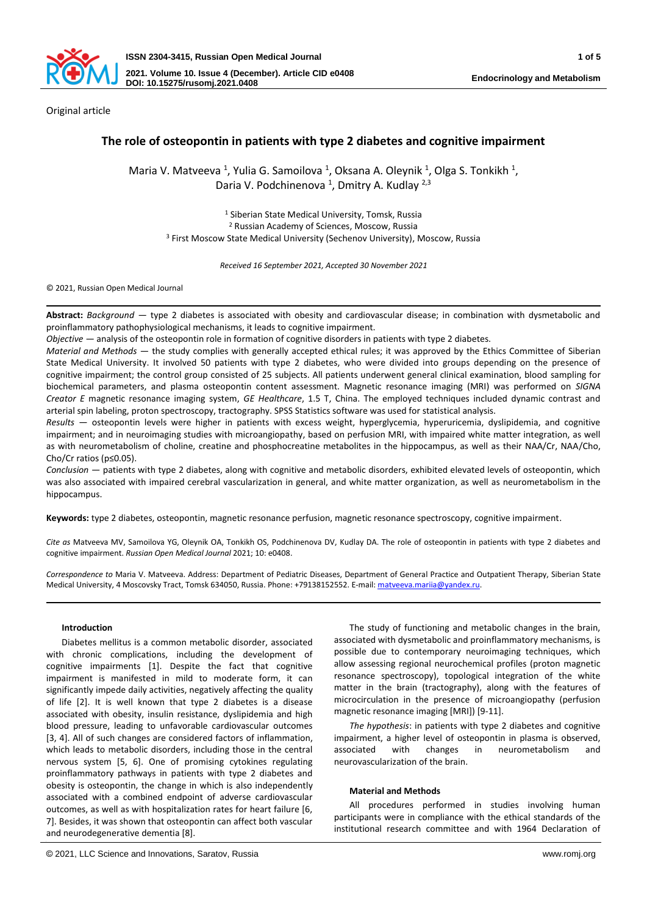Original article

# The role of osteopontin in patients with type 2 diabetes and cognitive impairment

Maria V. Matveeva [1], Yulia G. Samoilova [1], Oksana A. Oleynik [1], Olga S. Tonkikh [1], Daria V. Podchinenova [1], Dmitry A. Kudlay [2,3]

[1] Siberian State Medical University, Tomsk, Russia
[2] Russian Academy of Sciences, Moscow, Russia
[3] First Moscow State Medical University (Sechenov University), Moscow, Russia

*Received 16 September 2021, Accepted 30 November 2021*

© 2021, Russian Open Medical Journal

**Abstract:** *Background* — type 2 diabetes is associated with obesity and cardiovascular disease; in combination with dysmetabolic and proinflammatory pathophysiological mechanisms, it leads to cognitive impairment.
*Objective* — analysis of the osteopontin role in formation of cognitive disorders in patients with type 2 diabetes.
*Material and Methods* — the study complies with generally accepted ethical rules; it was approved by the Ethics Committee of Siberian State Medical University. It involved 50 patients with type 2 diabetes, who were divided into groups depending on the presence of cognitive impairment; the control group consisted of 25 subjects. All patients underwent general clinical examination, blood sampling for biochemical parameters, and plasma osteopontin content assessment. Magnetic resonance imaging (MRI) was performed on *SIGNA Creator E* magnetic resonance imaging system, *GE Healthcare*, 1.5 T, China. The employed techniques included dynamic contrast and arterial spin labeling, proton spectroscopy, tractography. SPSS Statistics software was used for statistical analysis.
*Results* — osteopontin levels were higher in patients with excess weight, hyperglycemia, hyperuricemia, dyslipidemia, and cognitive impairment; and in neuroimaging studies with microangiopathy, based on perfusion MRI, with impaired white matter integration, as well as with neurometabolism of choline, creatine and phosphocreatine metabolites in the hippocampus, as well as their NAA/Cr, NAA/Cho, Cho/Cr ratios ($p \leq 0.05$).
*Conclusion* — patients with type 2 diabetes, along with cognitive and metabolic disorders, exhibited elevated levels of osteopontin, which was also associated with impaired cerebral vascularization in general, and white matter organization, as well as neurometabolism in the hippocampus.

**Keywords:** type 2 diabetes, osteopontin, magnetic resonance perfusion, magnetic resonance spectroscopy, cognitive impairment.

*Cite as* Matveeva MV, Samoilova YG, Oleynik OA, Tonkikh OS, Podchinenova DV, Kudlay DA. The role of osteopontin in patients with type 2 diabetes and cognitive impairment. *Russian Open Medical Journal* 2021; 10: e0408.

*Correspondence to* Maria V. Matveeva. Address: Department of Pediatric Diseases, Department of General Practice and Outpatient Therapy, Siberian State Medical University, 4 Moscovsky Tract, Tomsk 634050, Russia. Phone: +79138152552. E-mail: matveeva.mariia@yandex.ru.

## Introduction

Diabetes mellitus is a common metabolic disorder, associated with chronic complications, including the development of cognitive impairments [1]. Despite the fact that cognitive impairment is manifested in mild to moderate form, it can significantly impede daily activities, negatively affecting the quality of life [2]. It is well known that type 2 diabetes is a disease associated with obesity, insulin resistance, dyslipidemia and high blood pressure, leading to unfavorable cardiovascular outcomes [3, 4]. All of such changes are considered factors of inflammation, which leads to metabolic disorders, including those in the central nervous system [5, 6]. One of promising cytokines regulating proinflammatory pathways in patients with type 2 diabetes and obesity is osteopontin, the change in which is also independently associated with a combined endpoint of adverse cardiovascular outcomes, as well as with hospitalization rates for heart failure [6, 7]. Besides, it was shown that osteopontin can affect both vascular and neurodegenerative dementia [8].

The study of functioning and metabolic changes in the brain, associated with dysmetabolic and proinflammatory mechanisms, is possible due to contemporary neuroimaging techniques, which allow assessing regional neurochemical profiles (proton magnetic resonance spectroscopy), topological integration of the white matter in the brain (tractography), along with the features of microcirculation in the presence of microangiopathy (perfusion magnetic resonance imaging [MRI]) [9-11].

*The hypothesis*: in patients with type 2 diabetes and cognitive impairment, a higher level of osteopontin in plasma is observed, associated with changes in neurometabolism and neurovascularization of the brain.

## Material and Methods

All procedures performed in studies involving human participants were in compliance with the ethical standards of the institutional research committee and with 1964 Declaration of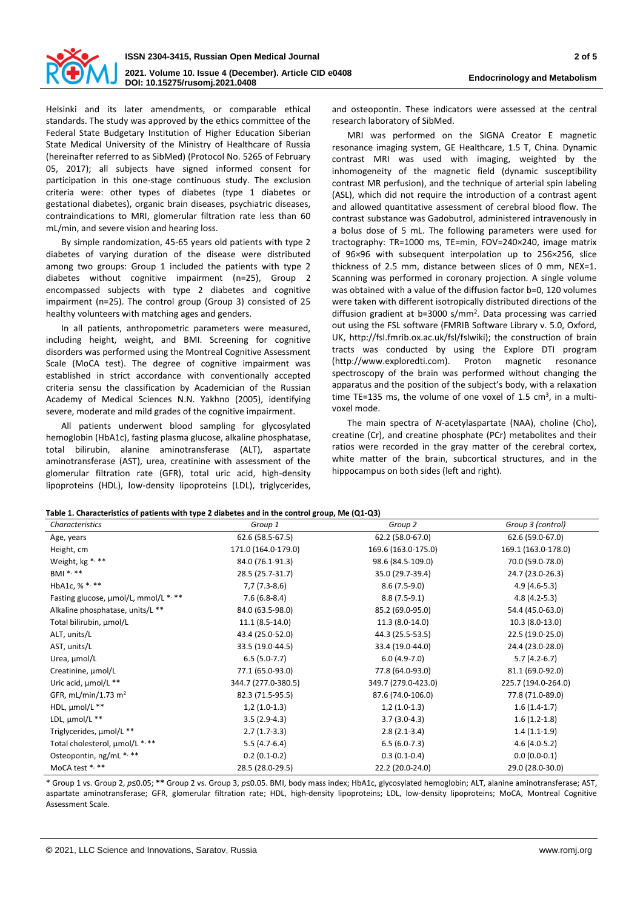Helsinki and its later amendments, or comparable ethical standards. The study was approved by the ethics committee of the Federal State Budgetary Institution of Higher Education Siberian State Medical University of the Ministry of Healthcare of Russia (hereinafter referred to as SibMed) (Protocol No. 5265 of February 05, 2017); all subjects have signed informed consent for participation in this one-stage continuous study. The exclusion criteria were: other types of diabetes (type 1 diabetes or gestational diabetes), organic brain diseases, psychiatric diseases, contraindications to MRI, glomerular filtration rate less than 60 mL/min, and severe vision and hearing loss.

By simple randomization, 45-65 years old patients with type 2 diabetes of varying duration of the disease were distributed among two groups: Group 1 included the patients with type 2 diabetes without cognitive impairment (n=25), Group 2 encompassed subjects with type 2 diabetes and cognitive impairment (n=25). The control group (Group 3) consisted of 25 healthy volunteers with matching ages and genders.

In all patients, anthropometric parameters were measured, including height, weight, and BMI. Screening for cognitive disorders was performed using the Montreal Cognitive Assessment Scale (MoCA test). The degree of cognitive impairment was established in strict accordance with conventionally accepted criteria sensu the classification by Academician of the Russian Academy of Medical Sciences N.N. Yakhno (2005), identifying severe, moderate and mild grades of the cognitive impairment.

All patients underwent blood sampling for glycosylated hemoglobin (HbA1c), fasting plasma glucose, alkaline phosphatase, total bilirubin, alanine aminotransferase (ALT), aspartate aminotransferase (AST), urea, creatinine with assessment of the glomerular filtration rate (GFR), total uric acid, high-density lipoproteins (HDL), low-density lipoproteins (LDL), triglycerides, and osteopontin. These indicators were assessed at the central research laboratory of SibMed.

MRI was performed on the SIGNA Creator E magnetic resonance imaging system, GE Healthcare, 1.5 T, China. Dynamic contrast MRI was used with imaging, weighted by the inhomogeneity of the magnetic field (dynamic susceptibility contrast MR perfusion), and the technique of arterial spin labeling (ASL), which did not require the introduction of a contrast agent and allowed quantitative assessment of cerebral blood flow. The contrast substance was Gadobutrol, administered intravenously in a bolus dose of 5 mL. The following parameters were used for tractography: TR=1000 ms, TE=min, FOV=240×240, image matrix of 96×96 with subsequent interpolation up to 256×256, slice thickness of 2.5 mm, distance between slices of 0 mm, NEX=1. Scanning was performed in coronary projection. A single volume was obtained with a value of the diffusion factor b=0, 120 volumes were taken with different isotropically distributed directions of the diffusion gradient at b=3000 s/mm$^2$. Data processing was carried out using the FSL software (FMRIB Software Library v. 5.0, Oxford, UK, http://fsl.fmrib.ox.ac.uk/fsl/fslwiki); the construction of brain tracts was conducted by using the Explore DTI program (http://www.exploredti.com). Proton magnetic resonance spectroscopy of the brain was performed without changing the apparatus and the position of the subject's body, with a relaxation time TE=135 ms, the volume of one voxel of 1.5 cm$^3$, in a multi-voxel mode.

The main spectra of *N*-acetylaspartate (NAA), choline (Cho), creatine (Cr), and creatine phosphate (PCr) metabolites and their ratios were recorded in the gray matter of the cerebral cortex, white matter of the brain, subcortical structures, and in the hippocampus on both sides (left and right).

**Table 1. Characteristics of patients with type 2 diabetes and in the control group, Me (Q1-Q3)**

| *Characteristics* | *Group 1* | *Group 2* | *Group 3 (control)* |
|---|---|---|---|
| Age, years | 62.6 (58.5-67.5) | 62.2 (58.0-67.0) | 62.6 (59.0-67.0) |
| Height, cm | 171.0 (164.0-179.0) | 169.6 (163.0-175.0) | 169.1 (163.0-178.0) |
| Weight, kg *, ** | 84.0 (76.1-91.3) | 98.6 (84.5-109.0) | 70.0 (59.0-78.0) |
| BMI *, ** | 28.5 (25.7-31.7) | 35.0 (29.7-39.4) | 24.7 (23.0-26.3) |
| HbA1c, % *, ** | 7,7 (7.3-8.6) | 8.6 (7.5-9.0) | 4.9 (4.6-5.3) |
| Fasting glucose, µmol/L, mmol/L *, ** | 7.6 (6.8-8.4) | 8.8 (7.5-9.1) | 4.8 (4.2-5.3) |
| Alkaline phosphatase, units/L ** | 84.0 (63.5-98.0) | 85.2 (69.0-95.0) | 54.4 (45.0-63.0) |
| Total bilirubin, µmol/L | 11.1 (8.5-14.0) | 11.3 (8.0-14.0) | 10.3 (8.0-13.0) |
| ALT, units/L | 43.4 (25.0-52.0) | 44.3 (25.5-53.5) | 22.5 (19.0-25.0) |
| AST, units/L | 33.5 (19.0-44.5) | 33.4 (19.0-44.0) | 24.4 (23.0-28.0) |
| Urea, µmol/L | 6.5 (5.0-7.7) | 6.0 (4.9-7.0) | 5.7 (4.2-6.7) |
| Creatinine, µmol/L | 77.1 (65.0-93.0) | 77.8 (64.0-93.0) | 81.1 (69.0-92.0) |
| Uric acid, µmol/L ** | 344.7 (277.0-380.5) | 349.7 (279.0-423.0) | 225.7 (194.0-264.0) |
| GFR, mL/min/1.73 m$^2$ | 82.3 (71.5-95.5) | 87.6 (74.0-106.0) | 77.8 (71.0-89.0) |
| HDL, µmol/L ** | 1,2 (1.0-1.3) | 1,2 (1.0-1.3) | 1.6 (1.4-1.7) |
| LDL, µmol/L ** | 3.5 (2.9-4.3) | 3.7 (3.0-4.3) | 1.6 (1.2-1.8) |
| Triglycerides, µmol/L ** | 2.7 (1.7-3.3) | 2.8 (2.1-3.4) | 1.4 (1.1-1.9) |
| Total cholesterol, µmol/L *, ** | 5.5 (4.7-6.4) | 6.5 (6.0-7.3) | 4.6 (4.0-5.2) |
| Osteopontin, ng/mL *, ** | 0.2 (0.1-0.2) | 0.3 (0.1-0.4) | 0.0 (0.0-0.1) |
| MoCA test *, ** | 28.5 (28.0-29.5) | 22.2 (20.0-24.0) | 29.0 (28.0-30.0) |

\* Group 1 vs. Group 2, $p \leq 0.05$; ** Group 2 vs. Group 3, $p \leq 0.05$. BMI, body mass index; HbA1c, glycosylated hemoglobin; ALT, alanine aminotransferase; AST, aspartate aminotransferase; GFR, glomerular filtration rate; HDL, high-density lipoproteins; LDL, low-density lipoproteins; MoCA, Montreal Cognitive Assessment Scale.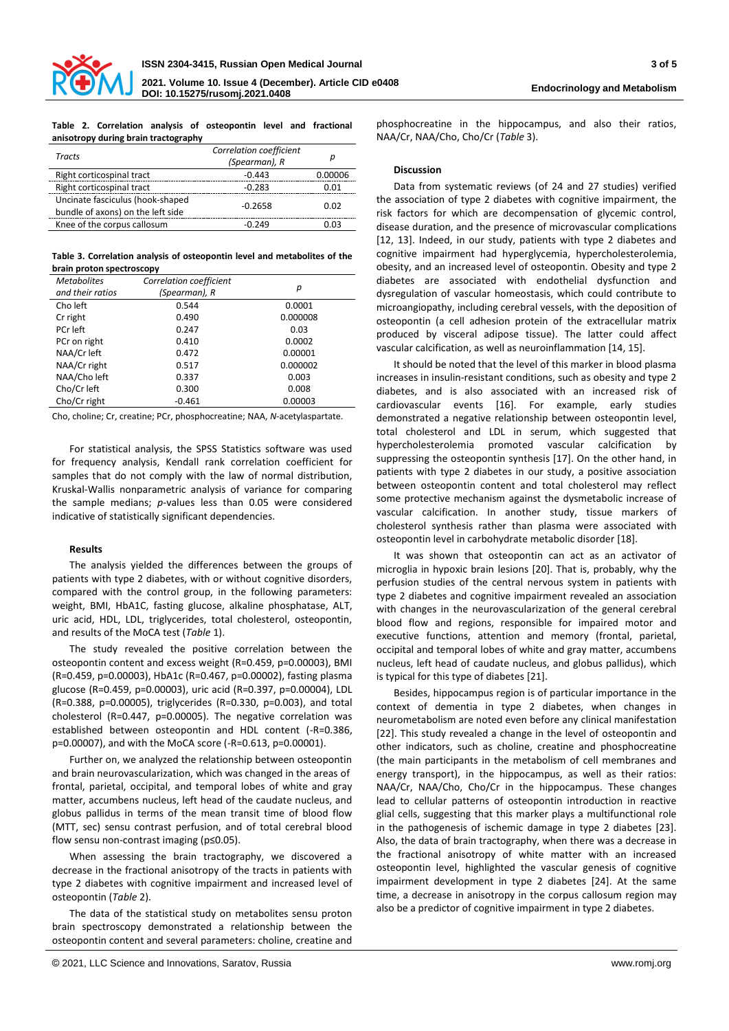**Table 2. Correlation analysis of osteopontin level and fractional anisotropy during brain tractography**

| Tracts | Correlation coefficient (Spearman), R | p |
|---|---|---|
| Right corticospinal tract | -0.443 | 0.00006 |
| Right corticospinal tract | -0.283 | 0.01 |
| Uncinate fasciculus (hook-shaped bundle of axons) on the left side | -0.2658 | 0.02 |
| Knee of the corpus callosum | -0.249 | 0.03 |

**Table 3. Correlation analysis of osteopontin level and metabolites of the brain proton spectroscopy**

| Metabolites and their ratios | Correlation coefficient (Spearman), R | p |
|---|---|---|
| Cho left | 0.544 | 0.0001 |
| Cr right | 0.490 | 0.000008 |
| PCr left | 0.247 | 0.03 |
| PCr on right | 0.410 | 0.0002 |
| NAA/Cr left | 0.472 | 0.00001 |
| NAA/Cr right | 0.517 | 0.000002 |
| NAA/Cho left | 0.337 | 0.003 |
| Cho/Cr left | 0.300 | 0.008 |
| Cho/Cr right | -0.461 | 0.00003 |

Cho, choline; Cr, creatine; PCr, phosphocreatine; NAA, *N*-acetylaspartate.

For statistical analysis, the SPSS Statistics software was used for frequency analysis, Kendall rank correlation coefficient for samples that do not comply with the law of normal distribution, Kruskal-Wallis nonparametric analysis of variance for comparing the sample medians; *p*-values less than 0.05 were considered indicative of statistically significant dependencies.

### Results

The analysis yielded the differences between the groups of patients with type 2 diabetes, with or without cognitive disorders, compared with the control group, in the following parameters: weight, BMI, HbA1C, fasting glucose, alkaline phosphatase, ALT, uric acid, HDL, LDL, triglycerides, total cholesterol, osteopontin, and results of the MoCA test (*Table* 1).

The study revealed the positive correlation between the osteopontin content and excess weight (R=0.459, p=0.00003), BMI (R=0.459, p=0.00003), HbA1c (R=0.467, p=0.00002), fasting plasma glucose (R=0.459, p=0.00003), uric acid (R=0.397, p=0.00004), LDL (R=0.388, p=0.00005), triglycerides (R=0.330, p=0.003), and total cholesterol (R=0.447, p=0.00005). The negative correlation was established between osteopontin and HDL content (-R=0.386, p=0.00007), and with the MoCA score (-R=0.613, p=0.00001).

Further on, we analyzed the relationship between osteopontin and brain neurovascularization, which was changed in the areas of frontal, parietal, occipital, and temporal lobes of white and gray matter, accumbens nucleus, left head of the caudate nucleus, and globus pallidus in terms of the mean transit time of blood flow (MTT, sec) sensu contrast perfusion, and of total cerebral blood flow sensu non-contrast imaging ($p \leq 0.05$).

When assessing the brain tractography, we discovered a decrease in the fractional anisotropy of the tracts in patients with type 2 diabetes with cognitive impairment and increased level of osteopontin (*Table* 2).

The data of the statistical study on metabolites sensu proton brain spectroscopy demonstrated a relationship between the osteopontin content and several parameters: choline, creatine and phosphocreatine in the hippocampus, and also their ratios, NAA/Cr, NAA/Cho, Cho/Cr (*Table* 3).

### Discussion

Data from systematic reviews (of 24 and 27 studies) verified the association of type 2 diabetes with cognitive impairment, the risk factors for which are decompensation of glycemic control, disease duration, and the presence of microvascular complications [12, 13]. Indeed, in our study, patients with type 2 diabetes and cognitive impairment had hyperglycemia, hypercholesterolemia, obesity, and an increased level of osteopontin. Obesity and type 2 diabetes are associated with endothelial dysfunction and dysregulation of vascular homeostasis, which could contribute to microangiopathy, including cerebral vessels, with the deposition of osteopontin (a cell adhesion protein of the extracellular matrix produced by visceral adipose tissue). The latter could affect vascular calcification, as well as neuroinflammation [14, 15].

It should be noted that the level of this marker in blood plasma increases in insulin-resistant conditions, such as obesity and type 2 diabetes, and is also associated with an increased risk of cardiovascular events [16]. For example, early studies demonstrated a negative relationship between osteopontin level, total cholesterol and LDL in serum, which suggested that hypercholesterolemia promoted vascular calcification by suppressing the osteopontin synthesis [17]. On the other hand, in patients with type 2 diabetes in our study, a positive association between osteopontin content and total cholesterol may reflect some protective mechanism against the dysmetabolic increase of vascular calcification. In another study, tissue markers of cholesterol synthesis rather than plasma were associated with osteopontin level in carbohydrate metabolic disorder [18].

It was shown that osteopontin can act as an activator of microglia in hypoxic brain lesions [20]. That is, probably, why the perfusion studies of the central nervous system in patients with type 2 diabetes and cognitive impairment revealed an association with changes in the neurovascularization of the general cerebral blood flow and regions, responsible for impaired motor and executive functions, attention and memory (frontal, parietal, occipital and temporal lobes of white and gray matter, accumbens nucleus, left head of caudate nucleus, and globus pallidus), which is typical for this type of diabetes [21].

Besides, hippocampus region is of particular importance in the context of dementia in type 2 diabetes, when changes in neurometabolism are noted even before any clinical manifestation [22]. This study revealed a change in the level of osteopontin and other indicators, such as choline, creatine and phosphocreatine (the main participants in the metabolism of cell membranes and energy transport), in the hippocampus, as well as their ratios: NAA/Cr, NAA/Cho, Cho/Cr in the hippocampus. These changes lead to cellular patterns of osteopontin introduction in reactive glial cells, suggesting that this marker plays a multifunctional role in the pathogenesis of ischemic damage in type 2 diabetes [23]. Also, the data of brain tractography, when there was a decrease in the fractional anisotropy of white matter with an increased osteopontin level, highlighted the vascular genesis of cognitive impairment development in type 2 diabetes [24]. At the same time, a decrease in anisotropy in the corpus callosum region may also be a predictor of cognitive impairment in type 2 diabetes.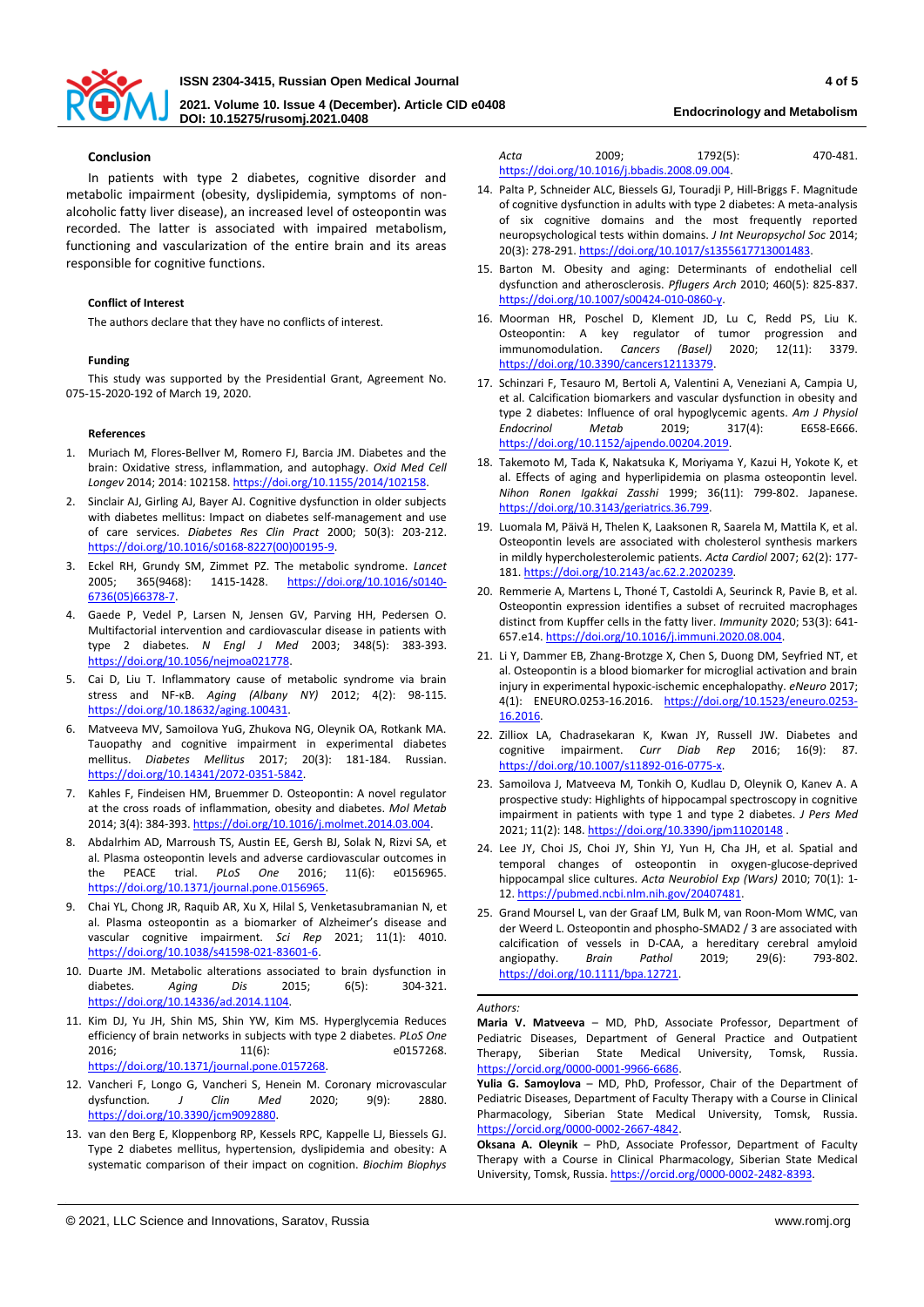### Conclusion

In patients with type 2 diabetes, cognitive disorder and metabolic impairment (obesity, dyslipidemia, symptoms of non-alcoholic fatty liver disease), an increased level of osteopontin was recorded. The latter is associated with impaired metabolism, functioning and vascularization of the entire brain and its areas responsible for cognitive functions.

### Conflict of Interest

The authors declare that they have no conflicts of interest.

### Funding

This study was supported by the Presidential Grant, Agreement No. 075-15-2020-192 of March 19, 2020.

### References

1. Muriach M, Flores-Bellver M, Romero FJ, Barcia JM. Diabetes and the brain: Oxidative stress, inflammation, and autophagy. *Oxid Med Cell Longev* 2014; 2014: 102158. https://doi.org/10.1155/2014/102158.
2. Sinclair AJ, Girling AJ, Bayer AJ. Cognitive dysfunction in older subjects with diabetes mellitus: Impact on diabetes self-management and use of care services. *Diabetes Res Clin Pract* 2000; 50(3): 203-212. https://doi.org/10.1016/s0168-8227(00)00195-9.
3. Eckel RH, Grundy SM, Zimmet PZ. The metabolic syndrome. *Lancet* 2005; 365(9468): 1415-1428. https://doi.org/10.1016/s0140-6736(05)66378-7.
4. Gaede P, Vedel P, Larsen N, Jensen GV, Parving HH, Pedersen O. Multifactorial intervention and cardiovascular disease in patients with type 2 diabetes. *N Engl J Med* 2003; 348(5): 383-393. https://doi.org/10.1056/nejmoa021778.
5. Cai D, Liu T. Inflammatory cause of metabolic syndrome via brain stress and NF-κB. *Aging (Albany NY)* 2012; 4(2): 98-115. https://doi.org/10.18632/aging.100431.
6. Matveeva MV, Samoilova YuG, Zhukova NG, Oleynik OA, Rotkank MA. Tauopathy and cognitive impairment in experimental diabetes mellitus. *Diabetes Mellitus* 2017; 20(3): 181-184. Russian. https://doi.org/10.14341/2072-0351-5842.
7. Kahles F, Findeisen HM, Bruemmer D. Osteopontin: A novel regulator at the cross roads of inflammation, obesity and diabetes. *Mol Metab* 2014; 3(4): 384-393. https://doi.org/10.1016/j.molmet.2014.03.004.
8. Abdalrhim AD, Marroush TS, Austin EE, Gersh BJ, Solak N, Rizvi SA, et al. Plasma osteopontin levels and adverse cardiovascular outcomes in the PEACE trial. *PLoS One* 2016; 11(6): e0156965. https://doi.org/10.1371/journal.pone.0156965.
9. Chai YL, Chong JR, Raquib AR, Xu X, Hilal S, Venketasubramanian N, et al. Plasma osteopontin as a biomarker of Alzheimer's disease and vascular cognitive impairment. *Sci Rep* 2021; 11(1): 4010. https://doi.org/10.1038/s41598-021-83601-6.
10. Duarte JM. Metabolic alterations associated to brain dysfunction in diabetes. *Aging Dis* 2015; 6(5): 304-321. https://doi.org/10.14336/ad.2014.1104.
11. Kim DJ, Yu JH, Shin MS, Shin YW, Kim MS. Hyperglycemia Reduces efficiency of brain networks in subjects with type 2 diabetes. *PLoS One* 2016; 11(6): e0157268. https://doi.org/10.1371/journal.pone.0157268.
12. Vancheri F, Longo G, Vancheri S, Henein M. Coronary microvascular dysfunction. *J Clin Med* 2020; 9(9): 2880. https://doi.org/10.3390/jcm9092880.
13. van den Berg E, Kloppenborg RP, Kessels RPC, Kappelle LJ, Biessels GJ. Type 2 diabetes mellitus, hypertension, dyslipidemia and obesity: A systematic comparison of their impact on cognition. *Biochim Biophys Acta* 2009; 1792(5): 470-481. https://doi.org/10.1016/j.bbadis.2008.09.004.
14. Palta P, Schneider ALC, Biessels GJ, Touradji P, Hill-Briggs F. Magnitude of cognitive dysfunction in adults with type 2 diabetes: A meta-analysis of six cognitive domains and the most frequently reported neuropsychological tests within domains. *J Int Neuropsychol Soc* 2014; 20(3): 278-291. https://doi.org/10.1017/s1355617713001483.
15. Barton M. Obesity and aging: Determinants of endothelial cell dysfunction and atherosclerosis. *Pflugers Arch* 2010; 460(5): 825-837. https://doi.org/10.1007/s00424-010-0860-y.
16. Moorman HR, Poschel D, Klement JD, Lu C, Redd PS, Liu K. Osteopontin: A key regulator of tumor progression and immunomodulation. *Cancers (Basel)* 2020; 12(11): 3379. https://doi.org/10.3390/cancers12113379.
17. Schinzari F, Tesauro M, Bertoli A, Valentini A, Veneziani A, Campia U, et al. Calcification biomarkers and vascular dysfunction in obesity and type 2 diabetes: Influence of oral hypoglycemic agents. *Am J Physiol Endocrinol Metab* 2019; 317(4): E658-E666. https://doi.org/10.1152/ajpendo.00204.2019.
18. Takemoto M, Tada K, Nakatsuka K, Moriyama Y, Kazui H, Yokote K, et al. Effects of aging and hyperlipidemia on plasma osteopontin level. *Nihon Ronen Igakkai Zasshi* 1999; 36(11): 799-802. Japanese. https://doi.org/10.3143/geriatrics.36.799.
19. Luomala M, Päivä H, Thelen K, Laaksonen R, Saarela M, Mattila K, et al. Osteopontin levels are associated with cholesterol synthesis markers in mildly hypercholesterolemic patients. *Acta Cardiol* 2007; 62(2): 177-181. https://doi.org/10.2143/ac.62.2.2020239.
20. Remmerie A, Martens L, Thoné T, Castoldi A, Seurinck R, Pavie B, et al. Osteopontin expression identifies a subset of recruited macrophages distinct from Kupffer cells in the fatty liver. *Immunity* 2020; 53(3): 641-657.e14. https://doi.org/10.1016/j.immuni.2020.08.004.
21. Li Y, Dammer EB, Zhang-Brotzge X, Chen S, Duong DM, Seyfried NT, et al. Osteopontin is a blood biomarker for microglial activation and brain injury in experimental hypoxic-ischemic encephalopathy. *eNeuro* 2017; 4(1): ENEURO.0253-16.2016. https://doi.org/10.1523/eneuro.0253-16.2016.
22. Zilliox LA, Chadrasekaran K, Kwan JY, Russell JW. Diabetes and cognitive impairment. *Curr Diab Rep* 2016; 16(9): 87. https://doi.org/10.1007/s11892-016-0775-x.
23. Samoilova J, Matveeva M, Tonkih O, Kudlau D, Oleynik O, Kanev A. A prospective study: Highlights of hippocampal spectroscopy in cognitive impairment in patients with type 1 and type 2 diabetes. *J Pers Med* 2021; 11(2): 148. https://doi.org/10.3390/jpm11020148 .
24. Lee JY, Choi JS, Choi JY, Shin YJ, Yun H, Cha JH, et al. Spatial and temporal changes of osteopontin in oxygen-glucose-deprived hippocampal slice cultures. *Acta Neurobiol Exp (Wars)* 2010; 70(1): 1-12. https://pubmed.ncbi.nlm.nih.gov/20407851.
25. Grand Moursel L, van der Graaf LM, Bulk M, van Roon-Mom WMC, van der Weerd L. Osteopontin and phospho-SMAD2 / 3 are associated with calcification of vessels in D-CAA, a hereditary cerebral amyloid angiopathy. *Brain Pathol* 2019; 29(6): 793-802. https://doi.org/10.1111/bpa.12721.

*Authors:*

**Maria V. Matveeva** – MD, PhD, Associate Professor, Department of Pediatric Diseases, Department of General Practice and Outpatient Therapy, Siberian State Medical University, Tomsk, Russia. https://orcid.org/0000-0001-9966-6686.

**Yulia G. Samoylova** – MD, PhD, Professor, Chair of the Department of Pediatric Diseases, Department of Faculty Therapy with a Course in Clinical Pharmacology, Siberian State Medical University, Tomsk, Russia. https://orcid.org/0000-0002-2667-4842.

**Oksana A. Oleynik** – PhD, Associate Professor, Department of Faculty Therapy with a Course in Clinical Pharmacology, Siberian State Medical University, Tomsk, Russia. https://orcid.org/0000-0002-2482-8393.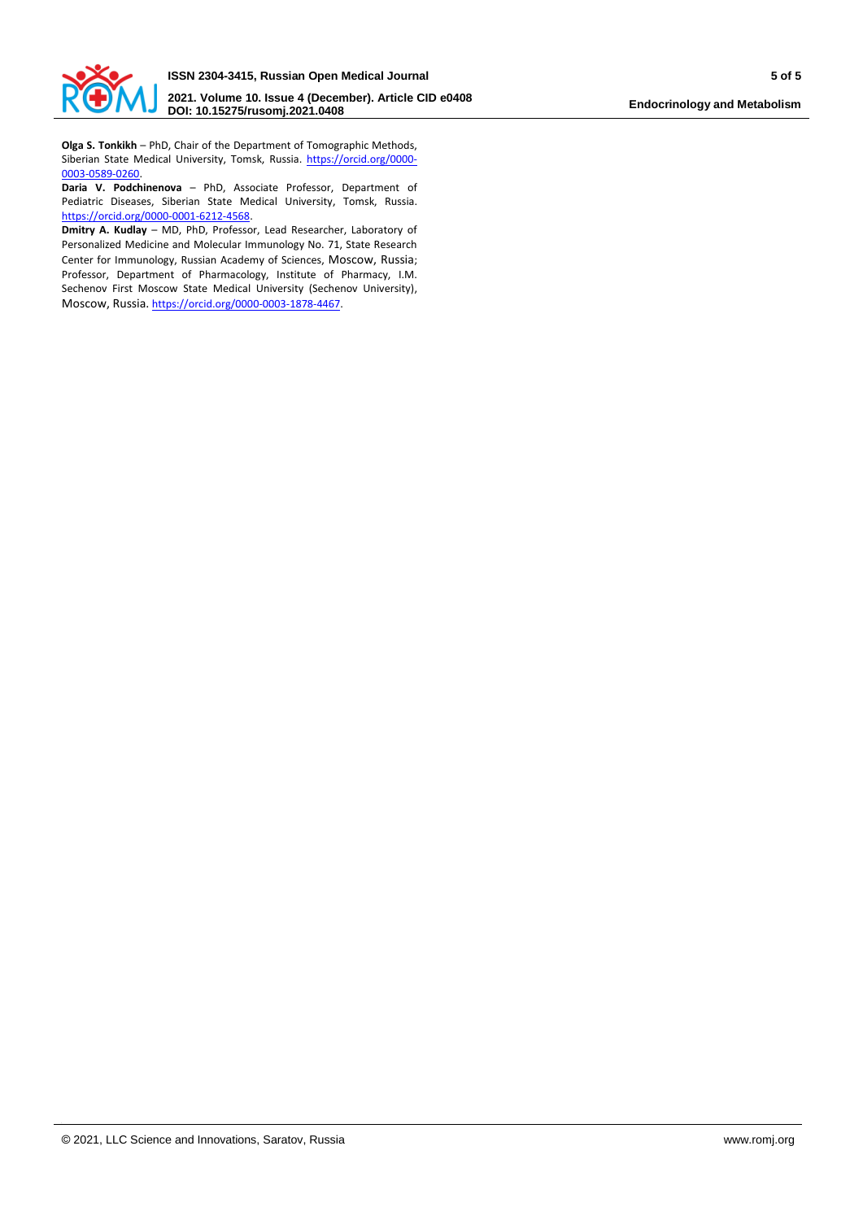**Olga S. Tonkikh** – PhD, Chair of the Department of Tomographic Methods, Siberian State Medical University, Tomsk, Russia. https://orcid.org/0000-0003-0589-0260.

**Daria V. Podchinenova** – PhD, Associate Professor, Department of Pediatric Diseases, Siberian State Medical University, Tomsk, Russia. https://orcid.org/0000-0001-6212-4568.

**Dmitry A. Kudlay** – MD, PhD, Professor, Lead Researcher, Laboratory of Personalized Medicine and Molecular Immunology No. 71, State Research Center for Immunology, Russian Academy of Sciences, Moscow, Russia; Professor, Department of Pharmacology, Institute of Pharmacy, I.M. Sechenov First Moscow State Medical University (Sechenov University), Moscow, Russia. https://orcid.org/0000-0003-1878-4467.